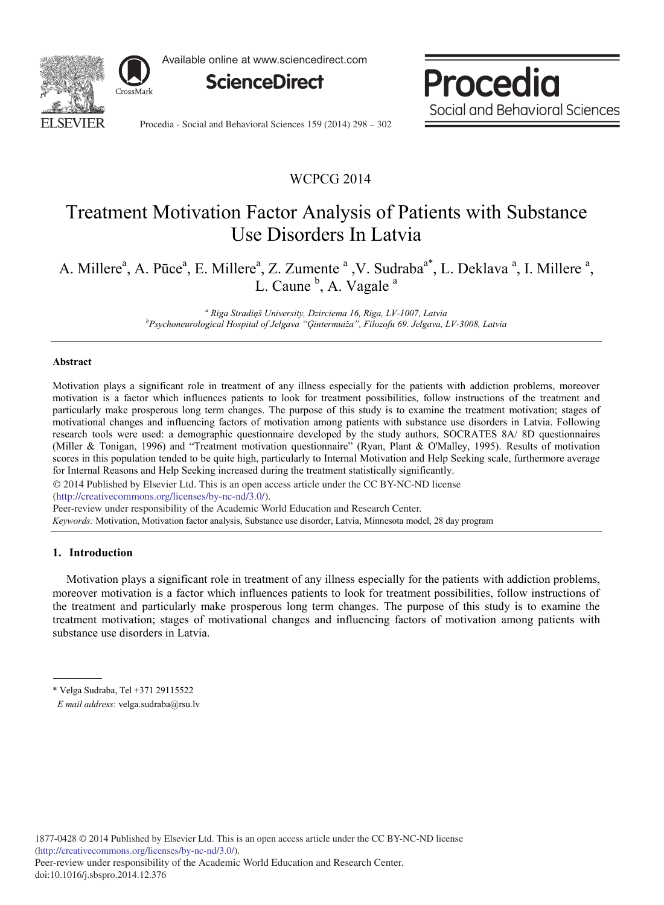WCPCG 2014

# Treatment Motivation Factor Analysis of Patients with Substance Use Disorders In Latvia

A. Millere[a], A. Pūce[a], E. Millere[a], Z. Zumente [a], V. Sudraba[a*], L. Deklava [a], I. Millere [a], L. Caune [b], A. Vagale [a]

[a] *Riga Stradiņš University, Dzirciema 16, Riga, LV-1007, Latvia*
[b] *Psychoneurological Hospital of Jelgava "Ģintermuiža", Filozofu 69. Jelgava, LV-3008, Latvia*

---

### Abstract

Motivation plays a significant role in treatment of any illness especially for the patients with addiction problems, moreover motivation is a factor which influences patients to look for treatment possibilities, follow instructions of the treatment and particularly make prosperous long term changes. The purpose of this study is to examine the treatment motivation; stages of motivational changes and influencing factors of motivation among patients with substance use disorders in Latvia. Following research tools were used: a demographic questionnaire developed by the study authors, SOCRATES 8A/ 8D questionnaires (Miller & Tonigan, 1996) and "Treatment motivation questionnaire" (Ryan, Plant & O'Malley, 1995). Results of motivation scores in this population tended to be quite high, particularly to Internal Motivation and Help Seeking scale, furthermore average for Internal Reasons and Help Seeking increased during the treatment statistically significantly.

© 2014 Published by Elsevier Ltd. This is an open access article under the CC BY-NC-ND license (http://creativecommons.org/licenses/by-nc-nd/3.0/).

Peer-review under responsibility of the Academic World Education and Research Center.

*Keywords:* Motivation, Motivation factor analysis, Substance use disorder, Latvia, Minnesota model, 28 day program

---

## 1. Introduction

Motivation plays a significant role in treatment of any illness especially for the patients with addiction problems, moreover motivation is a factor which influences patients to look for treatment possibilities, follow instructions of the treatment and particularly make prosperous long term changes. The purpose of this study is to examine the treatment motivation; stages of motivational changes and influencing factors of motivation among patients with substance use disorders in Latvia.

---

\* Velga Sudraba, Tel +371 29115522
*E mail address*: velga.sudraba@rsu.lv

1877-0428 © 2014 Published by Elsevier Ltd. This is an open access article under the CC BY-NC-ND license (http://creativecommons.org/licenses/by-nc-nd/3.0/).
Peer-review under responsibility of the Academic World Education and Research Center.
doi:10.1016/j.sbspro.2014.12.376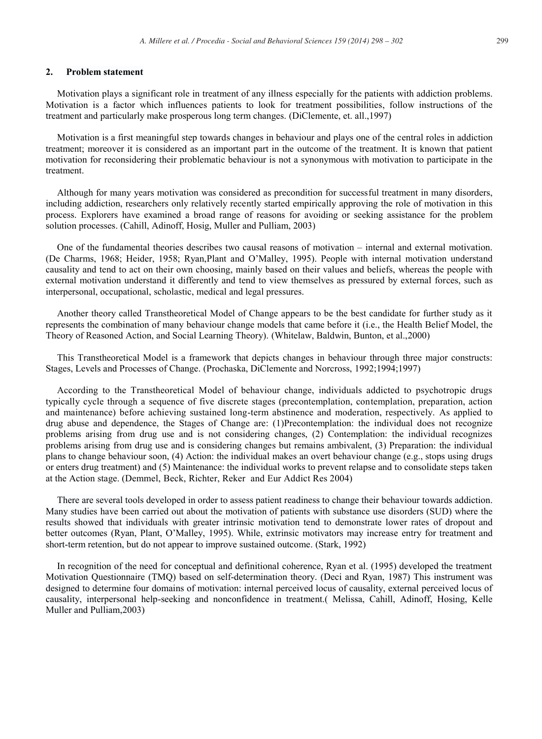## 2. Problem statement

Motivation plays a significant role in treatment of any illness especially for the patients with addiction problems. Motivation is a factor which influences patients to look for treatment possibilities, follow instructions of the treatment and particularly make prosperous long term changes. (DiClemente, et. all.,1997)

Motivation is a first meaningful step towards changes in behaviour and plays one of the central roles in addiction treatment; moreover it is considered as an important part in the outcome of the treatment. It is known that patient motivation for reconsidering their problematic behaviour is not a synonymous with motivation to participate in the treatment.

Although for many years motivation was considered as precondition for successful treatment in many disorders, including addiction, researchers only relatively recently started empirically approving the role of motivation in this process. Explorers have examined a broad range of reasons for avoiding or seeking assistance for the problem solution processes. (Cahill, Adinoff, Hosig, Muller and Pulliam, 2003)

One of the fundamental theories describes two causal reasons of motivation – internal and external motivation. (De Charms, 1968; Heider, 1958; Ryan,Plant and O'Malley, 1995). People with internal motivation understand causality and tend to act on their own choosing, mainly based on their values and beliefs, whereas the people with external motivation understand it differently and tend to view themselves as pressured by external forces, such as interpersonal, occupational, scholastic, medical and legal pressures.

Another theory called Transtheoretical Model of Change appears to be the best candidate for further study as it represents the combination of many behaviour change models that came before it (i.e., the Health Belief Model, the Theory of Reasoned Action, and Social Learning Theory). (Whitelaw, Baldwin, Bunton, et al.,2000)

This Transtheoretical Model is a framework that depicts changes in behaviour through three major constructs: Stages, Levels and Processes of Change. (Prochaska, DiClemente and Norcross, 1992;1994;1997)

According to the Transtheoretical Model of behaviour change, individuals addicted to psychotropic drugs typically cycle through a sequence of five discrete stages (precontemplation, contemplation, preparation, action and maintenance) before achieving sustained long-term abstinence and moderation, respectively. As applied to drug abuse and dependence, the Stages of Change are: (1)Precontemplation: the individual does not recognize problems arising from drug use and is not considering changes, (2) Contemplation: the individual recognizes problems arising from drug use and is considering changes but remains ambivalent, (3) Preparation: the individual plans to change behaviour soon, (4) Action: the individual makes an overt behaviour change (e.g., stops using drugs or enters drug treatment) and (5) Maintenance: the individual works to prevent relapse and to consolidate steps taken at the Action stage. (Demmel, Beck, Richter, Reker and Eur Addict Res 2004)

There are several tools developed in order to assess patient readiness to change their behaviour towards addiction. Many studies have been carried out about the motivation of patients with substance use disorders (SUD) where the results showed that individuals with greater intrinsic motivation tend to demonstrate lower rates of dropout and better outcomes (Ryan, Plant, O'Malley, 1995). While, extrinsic motivators may increase entry for treatment and short-term retention, but do not appear to improve sustained outcome. (Stark, 1992)

In recognition of the need for conceptual and definitional coherence, Ryan et al. (1995) developed the treatment Motivation Questionnaire (TMQ) based on self-determination theory. (Deci and Ryan, 1987) This instrument was designed to determine four domains of motivation: internal perceived locus of causality, external perceived locus of causality, interpersonal help-seeking and nonconfidence in treatment.( Melissa, Cahill, Adinoff, Hosing, Kelle Muller and Pulliam,2003)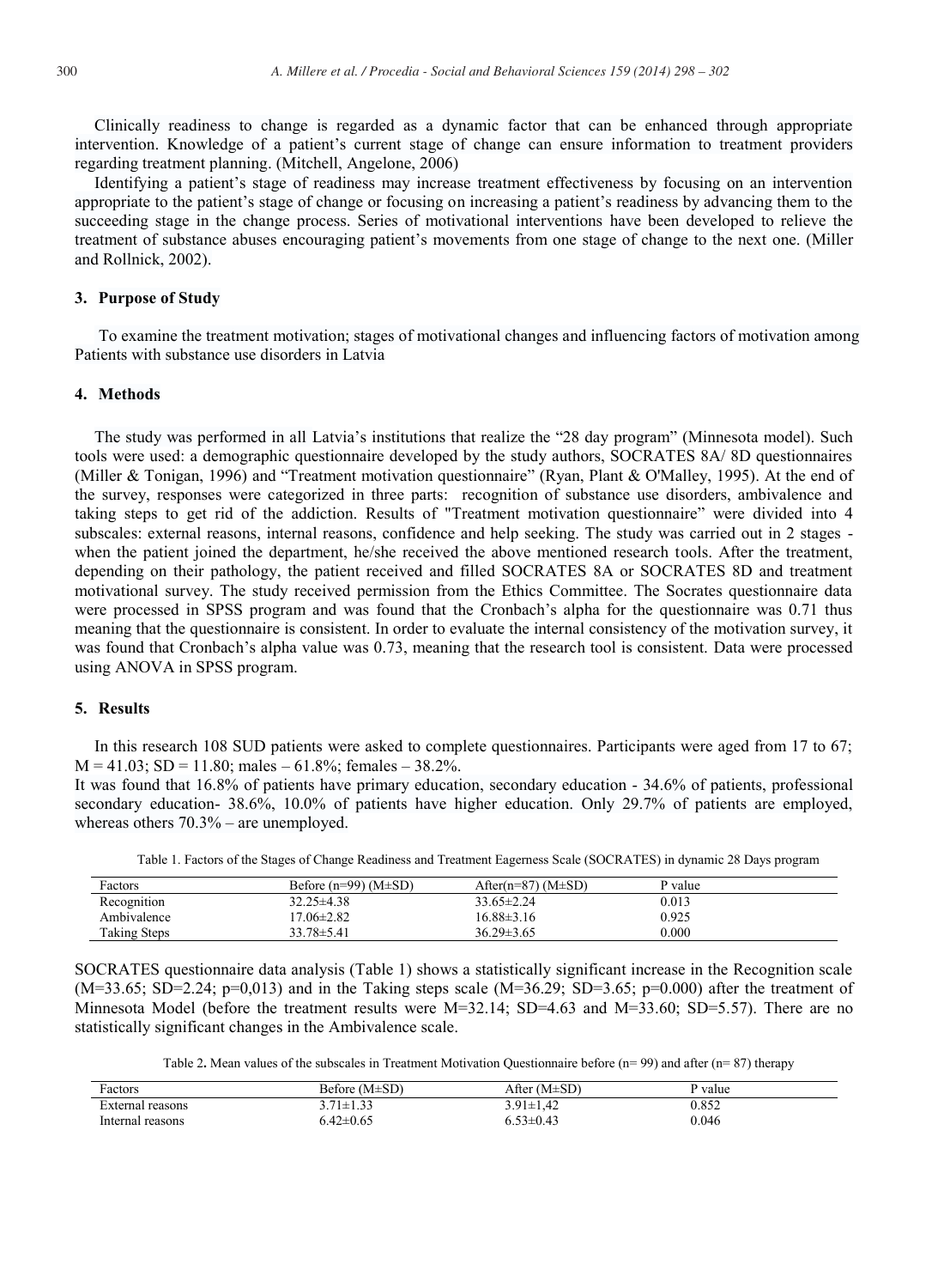Clinically readiness to change is regarded as a dynamic factor that can be enhanced through appropriate intervention. Knowledge of a patient's current stage of change can ensure information to treatment providers regarding treatment planning. (Mitchell, Angelone, 2006)

Identifying a patient's stage of readiness may increase treatment effectiveness by focusing on an intervention appropriate to the patient's stage of change or focusing on increasing a patient's readiness by advancing them to the succeeding stage in the change process. Series of motivational interventions have been developed to relieve the treatment of substance abuses encouraging patient's movements from one stage of change to the next one. (Miller and Rollnick, 2002).

## 3. Purpose of Study

To examine the treatment motivation; stages of motivational changes and influencing factors of motivation among Patients with substance use disorders in Latvia

## 4. Methods

The study was performed in all Latvia's institutions that realize the "28 day program" (Minnesota model). Such tools were used: a demographic questionnaire developed by the study authors, SOCRATES 8A/ 8D questionnaires (Miller & Tonigan, 1996) and "Treatment motivation questionnaire" (Ryan, Plant & O'Malley, 1995). At the end of the survey, responses were categorized in three parts: recognition of substance use disorders, ambivalence and taking steps to get rid of the addiction. Results of "Treatment motivation questionnaire" were divided into 4 subscales: external reasons, internal reasons, confidence and help seeking. The study was carried out in 2 stages - when the patient joined the department, he/she received the above mentioned research tools. After the treatment, depending on their pathology, the patient received and filled SOCRATES 8A or SOCRATES 8D and treatment motivational survey. The study received permission from the Ethics Committee. The Socrates questionnaire data were processed in SPSS program and was found that the Cronbach's alpha for the questionnaire was 0.71 thus meaning that the questionnaire is consistent. In order to evaluate the internal consistency of the motivation survey, it was found that Cronbach's alpha value was 0.73, meaning that the research tool is consistent. Data were processed using ANOVA in SPSS program.

## 5. Results

In this research 108 SUD patients were asked to complete questionnaires. Participants were aged from 17 to 67; M = 41.03; SD = 11.80; males – 61.8%; females – 38.2%.

It was found that 16.8% of patients have primary education, secondary education - 34.6% of patients, professional secondary education- 38.6%, 10.0% of patients have higher education. Only 29.7% of patients are employed, whereas others 70.3% – are unemployed.

Table 1. Factors of the Stages of Change Readiness and Treatment Eagerness Scale (SOCRATES) in dynamic 28 Days program

| Factors | Before (n=99) (M±SD) | After(n=87) (M±SD) | P value |
|---|---|---|---|
| Recognition | 32.25±4.38 | 33.65±2.24 | 0.013 |
| Ambivalence | 17.06±2.82 | 16.88±3.16 | 0.925 |
| Taking Steps | 33.78±5.41 | 36.29±3.65 | 0.000 |

SOCRATES questionnaire data analysis (Table 1) shows a statistically significant increase in the Recognition scale (M=33.65; SD=2.24; p=0,013) and in the Taking steps scale (M=36.29; SD=3.65; p=0.000) after the treatment of Minnesota Model (before the treatment results were M=32.14; SD=4.63 and M=33.60; SD=5.57). There are no statistically significant changes in the Ambivalence scale.

Table 2. Mean values of the subscales in Treatment Motivation Questionnaire before (n= 99) and after (n= 87) therapy

| Factors | Before (M±SD) | After (M±SD) | P value |
|---|---|---|---|
| External reasons | 3.71±1.33 | 3.91±1,42 | 0.852 |
| Internal reasons | 6.42±0.65 | 6.53±0.43 | 0.046 |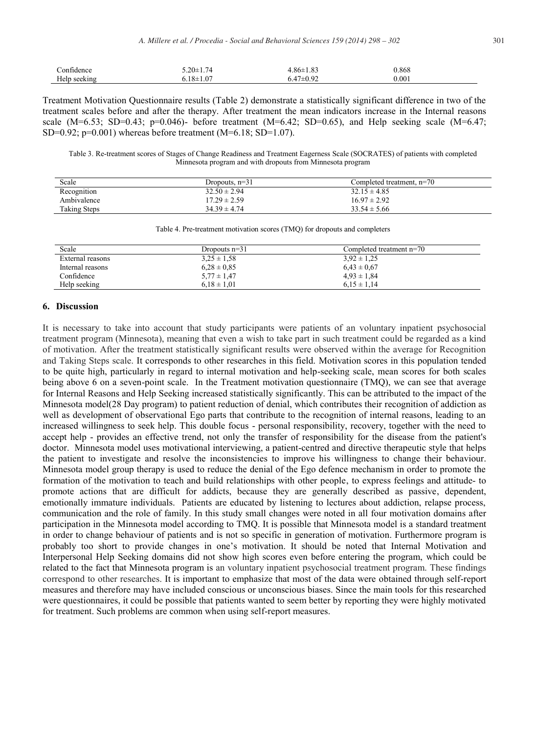| | | | |
|---|---|---|---|
| Confidence | 5.20±1.74 | 4.86±1.83 | 0.868 |
| Help seeking | 6.18±1.07 | 6.47±0.92 | 0.001 |

Treatment Motivation Questionnaire results (Table 2) demonstrate a statistically significant difference in two of the treatment scales before and after the therapy. After treatment the mean indicators increase in the Internal reasons scale (M=6.53; SD=0.43; p=0.046)- before treatment (M=6.42; SD=0.65), and Help seeking scale (M=6.47; SD=0.92; p=0.001) whereas before treatment (M=6.18; SD=1.07).

Table 3. Re-treatment scores of Stages of Change Readiness and Treatment Eagerness Scale (SOCRATES) of patients with completed Minnesota program and with dropouts from Minnesota program

| Scale | Dropouts, n=31 | Completed treatment, n=70 |
|---|---|---|
| Recognition | 32.50 ± 2.94 | 32.15 ± 4.85 |
| Ambivalence | 17.29 ± 2.59 | 16.97 ± 2.92 |
| Taking Steps | 34.39 ± 4.74 | 33.54 ± 5.66 |

Table 4. Pre-treatment motivation scores (TMQ) for dropouts and completers

| Scale | Dropouts n=31 | Completed treatment n=70 |
|---|---|---|
| External reasons | 3,25 ± 1,58 | 3,92 ± 1,25 |
| Internal reasons | 6,28 ± 0,85 | 6,43 ± 0,67 |
| Confidence | 5,77 ± 1,47 | 4,93 ± 1,84 |
| Help seeking | 6,18 ± 1,01 | 6,15 ± 1,14 |

## 6. Discussion

It is necessary to take into account that study participants were patients of an voluntary inpatient psychosocial treatment program (Minnesota), meaning that even a wish to take part in such treatment could be regarded as a kind of motivation. After the treatment statistically significant results were observed within the average for Recognition and Taking Steps scale. It corresponds to other researches in this field. Motivation scores in this population tended to be quite high, particularly in regard to internal motivation and help-seeking scale, mean scores for both scales being above 6 on a seven-point scale. In the Treatment motivation questionnaire (TMQ), we can see that average for Internal Reasons and Help Seeking increased statistically significantly. This can be attributed to the impact of the Minnesota model(28 Day program) to patient reduction of denial, which contributes their recognition of addiction as well as development of observational Ego parts that contribute to the recognition of internal reasons, leading to an increased willingness to seek help. This double focus - personal responsibility, recovery, together with the need to accept help - provides an effective trend, not only the transfer of responsibility for the disease from the patient's doctor. Minnesota model uses motivational interviewing, a patient-centred and directive therapeutic style that helps the patient to investigate and resolve the inconsistencies to improve his willingness to change their behaviour. Minnesota model group therapy is used to reduce the denial of the Ego defence mechanism in order to promote the formation of the motivation to teach and build relationships with other people, to express feelings and attitude- to promote actions that are difficult for addicts, because they are generally described as passive, dependent, emotionally immature individuals. Patients are educated by listening to lectures about addiction, relapse process, communication and the role of family. In this study small changes were noted in all four motivation domains after participation in the Minnesota model according to TMQ. It is possible that Minnesota model is a standard treatment in order to change behaviour of patients and is not so specific in generation of motivation. Furthermore program is probably too short to provide changes in one's motivation. It should be noted that Internal Motivation and Interpersonal Help Seeking domains did not show high scores even before entering the program, which could be related to the fact that Minnesota program is an voluntary inpatient psychosocial treatment program. These findings correspond to other researches. It is important to emphasize that most of the data were obtained through self-report measures and therefore may have included conscious or unconscious biases. Since the main tools for this researched were questionnaires, it could be possible that patients wanted to seem better by reporting they were highly motivated for treatment. Such problems are common when using self-report measures.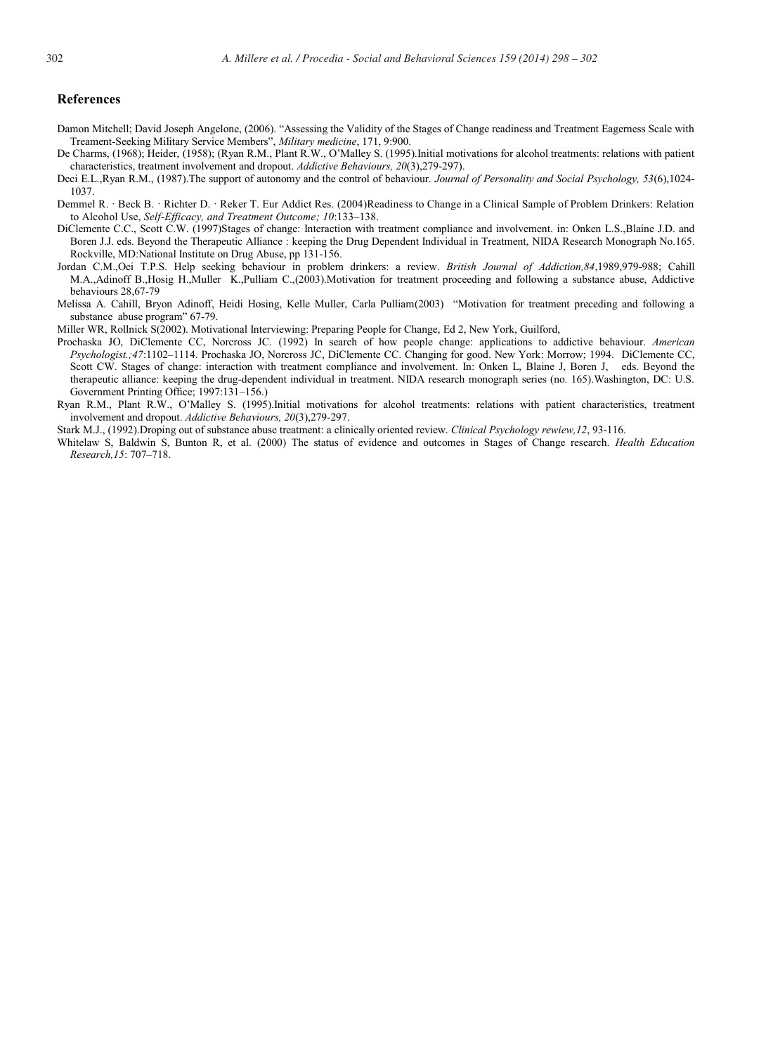## References

Damon Mitchell; David Joseph Angelone, (2006). “Assessing the Validity of the Stages of Change readiness and Treatment Eagerness Scale with Treament-Seeking Military Service Members”, *Military medicine*, 171, 9:900.

De Charms, (1968); Heider, (1958); (Ryan R.M., Plant R.W., O'Malley S. (1995).Initial motivations for alcohol treatments: relations with patient characteristics, treatment involvement and dropout. *Addictive Behaviours, 20*(3),279-297).

Deci E.L.,Ryan R.M., (1987).The support of autonomy and the control of behaviour. *Journal of Personality and Social Psychology, 53*(6),1024-1037.

Demmel R. · Beck B. · Richter D. · Reker T. Eur Addict Res. (2004)Readiness to Change in a Clinical Sample of Problem Drinkers: Relation to Alcohol Use, *Self-Efficacy, and Treatment Outcome; 10*:133–138.

DiClemente C.C., Scott C.W. (1997)Stages of change: Interaction with treatment compliance and involvement. in: Onken L.S.,Blaine J.D. and Boren J.J. eds. Beyond the Therapeutic Alliance : keeping the Drug Dependent Individual in Treatment, NIDA Research Monograph No.165. Rockville, MD:National Institute on Drug Abuse, pp 131-156.

Jordan C.M.,Oei T.P.S. Help seeking behaviour in problem drinkers: a review. *British Journal of Addiction,84*,1989,979-988; Cahill M.A.,Adinoff B.,Hosig H.,Muller K.,Pulliam C.,(2003).Motivation for treatment proceeding and following a substance abuse, Addictive behaviours 28,67-79

Melissa A. Cahill, Bryon Adinoff, Heidi Hosing, Kelle Muller, Carla Pulliam(2003) “Motivation for treatment preceding and following a substance abuse program” 67-79.

Miller WR, Rollnick S(2002). Motivational Interviewing: Preparing People for Change, Ed 2, New York, Guilford,

Prochaska JO, DiClemente CC, Norcross JC. (1992) In search of how people change: applications to addictive behaviour. *American Psychologist.;47*:1102–1114. Prochaska JO, Norcross JC, DiClemente CC. Changing for good. New York: Morrow; 1994. DiClemente CC, Scott CW. Stages of change: interaction with treatment compliance and involvement. In: Onken L, Blaine J, Boren J, eds. Beyond the therapeutic alliance: keeping the drug-dependent individual in treatment. NIDA research monograph series (no. 165).Washington, DC: U.S. Government Printing Office; 1997:131–156.)

Ryan R.M., Plant R.W., O'Malley S. (1995).Initial motivations for alcohol treatments: relations with patient characteristics, treatment involvement and dropout. *Addictive Behaviours, 20*(3),279-297.

Stark M.J., (1992).Droping out of substance abuse treatment: a clinically oriented review. *Clinical Psychology rewiew,12*, 93-116.

Whitelaw S, Baldwin S, Bunton R, et al. (2000) The status of evidence and outcomes in Stages of Change research. *Health Education Research,15*: 707–718.